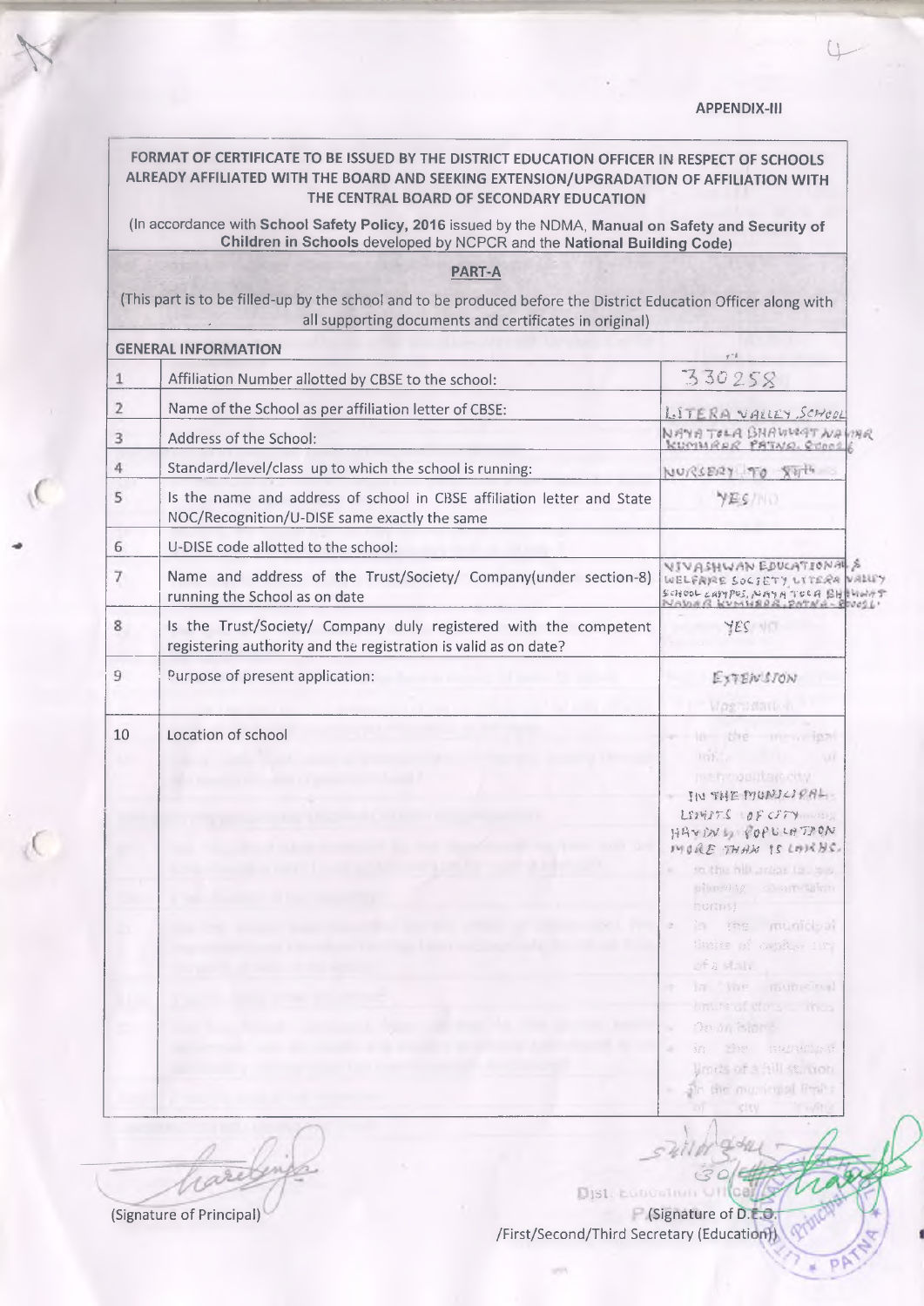**APPENDIX-III**

**FORMAT OF CERTIFICATE TO BE ISSUED BY THE DISTRICT EDUCATION OFFICER IN RESPECT OF SCHOOLS ALREADY AFFILIATED WITH THE BOARD AND SEEKING EXTENSION/UPGRADATION OF AFFILIATION WITH THE CENTRAL BOARD OF SECONDARY EDUCATION**

(In accordance with **School Safety Policy, 2016** issued by the NDMA, **Manual on Safety and Security of Children in Schools** developed by NCPCR and the **National Building Code**)

**PART-A**

(This part is to be filled-up by the school and to be produced before the District Education Officer along with all supporting documents and certificates in original)

**GENERAL INFORMATION**

| | | |
|---|---|---|
| 1 | Affiliation Number allotted by CBSE to the school: | 330258 |
| 2 | Name of the School as per affiliation letter of CBSE: | LITERA VALLEY SCHOOL |
| 3 | Address of the School: | NAYA TOLA BHAGWAT NAGAR KUMHRAR PATNA 800026 |
| 4 | Standard/level/class up to which the school is running: | NURSERY TO XIIth |
| 5 | Is the name and address of school in CBSE affiliation letter and State NOC/Recognition/U-DISE same exactly the same | YES/NO |
| 6 | U-DISE code allotted to the school: | |
| 7 | Name and address of the Trust/Society/ Company(under section-8) running the School as on date | VIVASHWAN EDUCATIONAL & WELFARE SOCIETY LITERA VALLEY SCHOOL CAMPUS, NAYA TOLA BHAGWAT NAGAR KUMHRAR, PATNA-800026 |
| 8 | Is the Trust/Society/ Company duly registered with the competent registering authority and the registration is valid as on date? | YES/NO |
| 9 | Purpose of present application: | EXTENSION |
| 10 | Location of school | IN THE MUNICIPAL LIMITS OF CITY HAVING POPULATION MORE THAN 15 LAKHS. |

(Signature of Principal)

(Signature of D.E.O. /First/Second/Third Secretary (Education))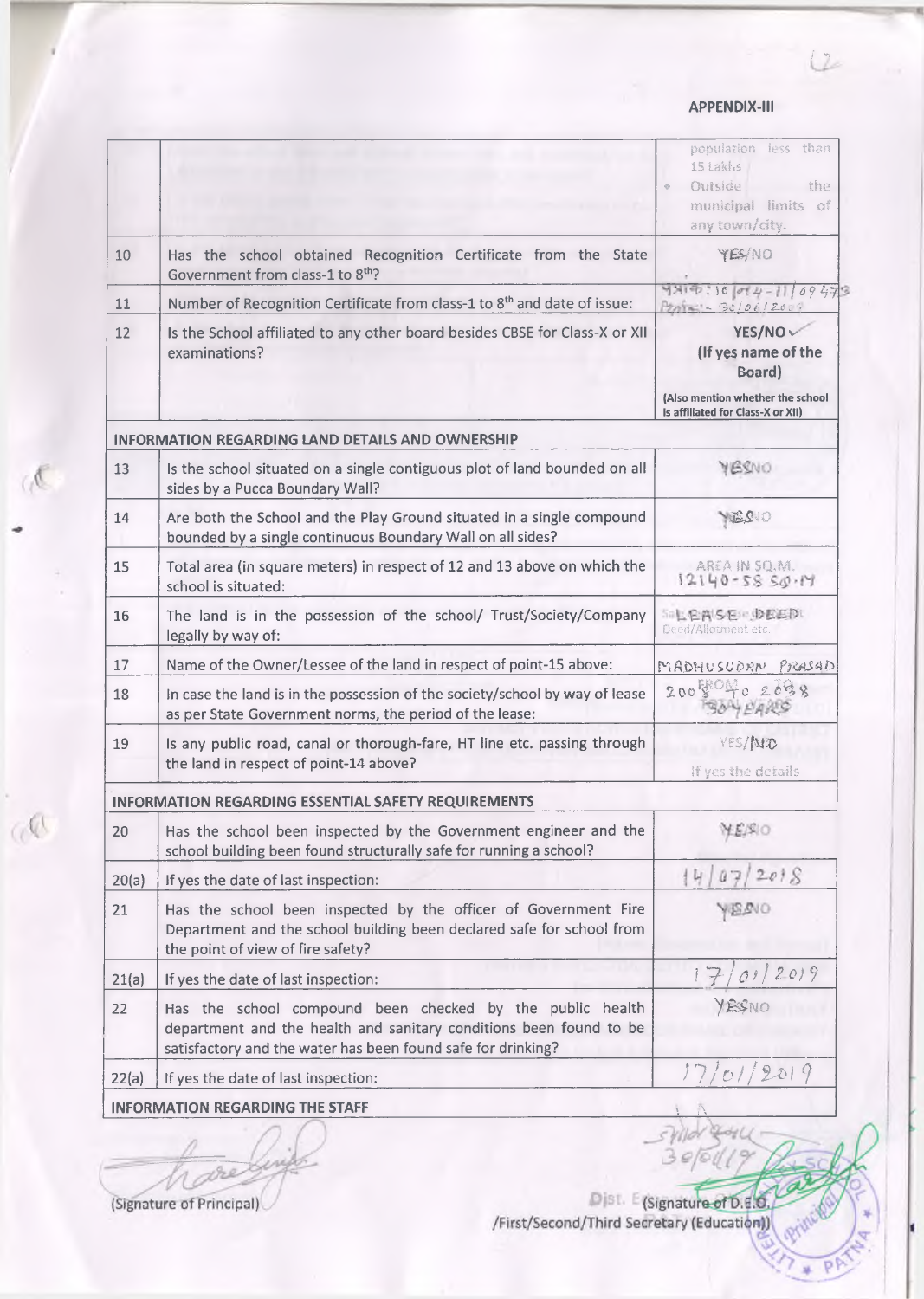## APPENDIX-III

| | | |
|---|---|---|
| | | population less than 15 Lakhs<br>• Outside the municipal limits of any town/city. |
| 10 | Has the school obtained Recognition Certificate from the State Government from class-1 to 8th? | YES/NO |
| 11 | Number of Recognition Certificate from class-1 to 8th and date of issue: | पत्रांक : 10/म14-11/09473<br>दिनांक - 30/06/2009 |
| 12 | Is the School affiliated to any other board besides CBSE for Class-X or XII examinations? | **YES/NO** ✓<br>**(If yes name of the Board)**<br>**(Also mention whether the school is affiliated for Class-X or XII)** |
| **INFORMATION REGARDING LAND DETAILS AND OWNERSHIP** | | |
| 13 | Is the school situated on a single contiguous plot of land bounded on all sides by a Pucca Boundary Wall? | YES/NO |
| 14 | Are both the School and the Play Ground situated in a single compound bounded by a single continuous Boundary Wall on all sides? | YES/NO |
| 15 | Total area (in square meters) in respect of 12 and 13 above on which the school is situated: | AREA IN SQ.M.<br>12140-58 SQ.M |
| 16 | The land is in the possession of the school/ Trust/Society/Company legally by way of: | LEASE DEED<br>Deed/Allotment etc. |
| 17 | Name of the Owner/Lessee of the land in respect of point-15 above: | MADHUSUDAN PRASAD |
| 18 | In case the land is in the possession of the society/school by way of lease as per State Government norms, the period of the lease: | FROM 2008 to 2038<br>30 YEARS |
| 19 | Is any public road, canal or thorough-fare, HT line etc. passing through the land in respect of point-14 above? | YES/NO<br>If yes the details |
| **INFORMATION REGARDING ESSENTIAL SAFETY REQUIREMENTS** | | |
| 20 | Has the school been inspected by the Government engineer and the school building been found structurally safe for running a school? | YES/NO |
| 20(a) | If yes the date of last inspection: | 14/07/2018 |
| 21 | Has the school been inspected by the officer of Government Fire Department and the school building been declared safe for school from the point of view of fire safety? | YES/NO |
| 21(a) | If yes the date of last inspection: | 17/01/2019 |
| 22 | Has the school compound been checked by the public health department and the health and sanitary conditions been found to be satisfactory and the water has been found safe for drinking? | YES/NO |
| 22(a) | If yes the date of last inspection: | 17/01/2019 |
| **INFORMATION REGARDING THE STAFF** | | |

(Signature of Principal)

30/01/19

(Signature of D.E.O.
/First/Second/Third Secretary (Education))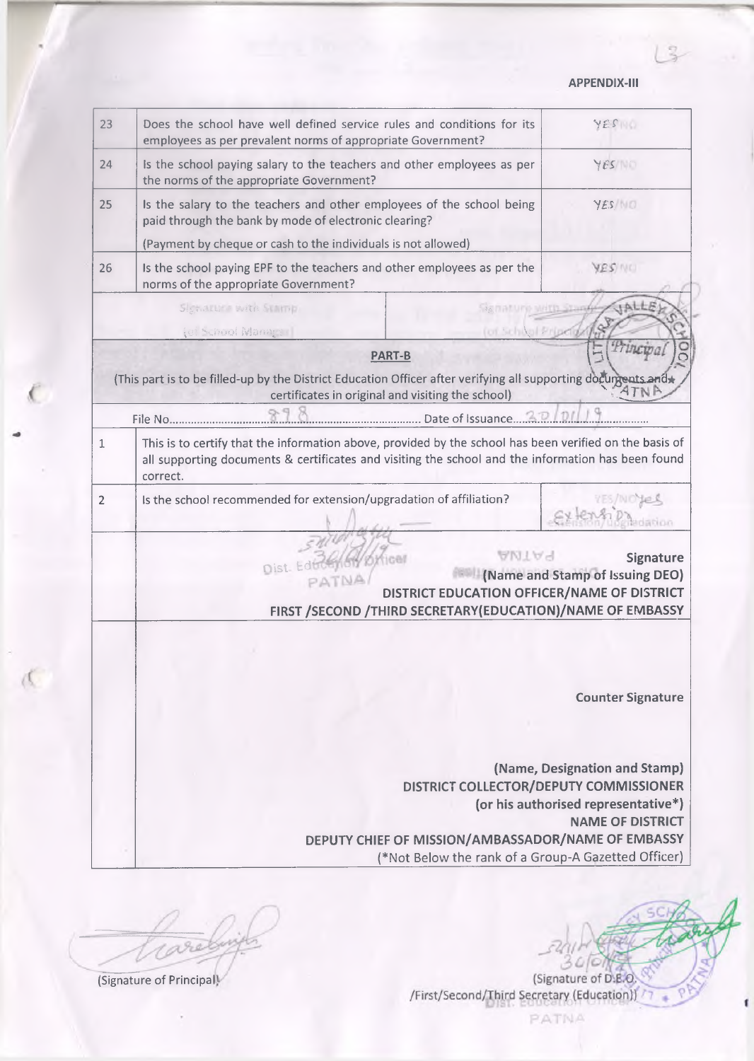**APPENDIX-III**

| 23 | Does the school have well defined service rules and conditions for its employees as per prevalent norms of appropriate Government? | YES/NO |
|---|---|---|
| 24 | Is the school paying salary to the teachers and other employees as per the norms of the appropriate Government? | YES/NO |
| 25 | Is the salary to the teachers and other employees of the school being paid through the bank by mode of electronic clearing?<br>(Payment by cheque or cash to the individuals is not allowed) | YES/NO |
| 26 | Is the school paying EPF to the teachers and other employees as per the norms of the appropriate Government? | YES/NO |

| Signature with Stamp<br>(of School Manager) | Signature with Stamp<br>(of School Principal) |
|---|---|

**PART-B**

(This part is to be filled-up by the District Education Officer after verifying all supporting documents and certificates in original and visiting the school)

File No........898........ Date of Issuance....30/01/19....

| 1 | This is to certify that the information above, provided by the school has been verified on the basis of all supporting documents & certificates and visiting the school and the information has been found correct. | |
|---|---|---|
| 2 | Is the school recommended for extension/upgradation of affiliation? | YES/NO Yes<br>Extension/Upgradation<br>Extension |

Dist. Education Officer
PATNA

**Signature**
**(Name and Stamp of Issuing DEO)**
**DISTRICT EDUCATION OFFICER/NAME OF DISTRICT**
**FIRST /SECOND /THIRD SECRETARY(EDUCATION)/NAME OF EMBASSY**

**Counter Signature**

**(Name, Designation and Stamp)**
**DISTRICT COLLECTOR/DEPUTY COMMISSIONER**
**(or his authorised representative*)**
**NAME OF DISTRICT**
**DEPUTY CHIEF OF MISSION/AMBASSADOR/NAME OF EMBASSY**
(*Not Below the rank of a Group-A Gazetted Officer)

(Signature of Principal)

30/01/19
(Signature of D.E.O.
/First/Second/Third Secretary (Education))
Dist. Education Officer
PATNA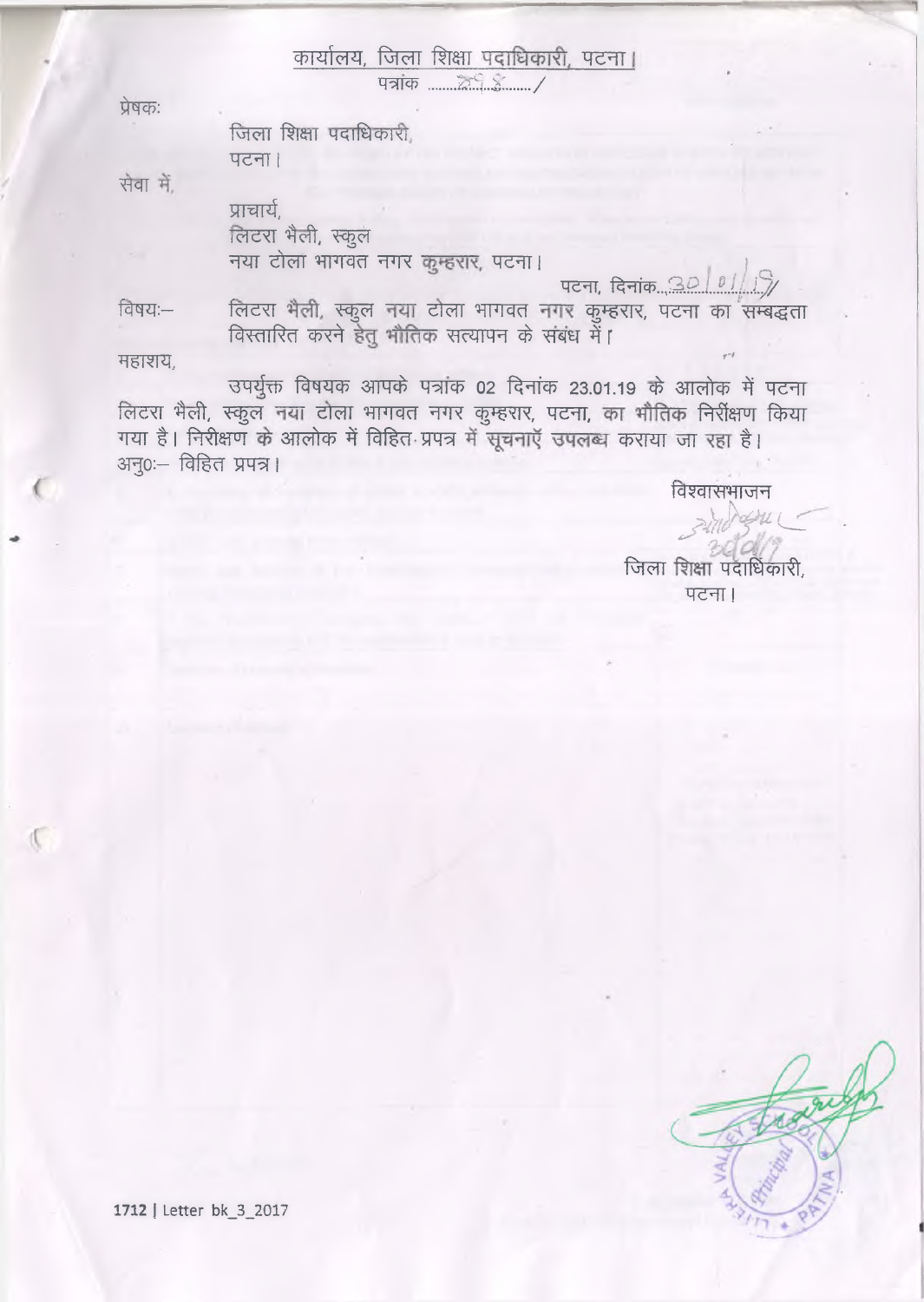# कार्यालय, जिला शिक्षा पदाधिकारी, पटना।

पत्रांक .......298......./

प्रेषकः

जिला शिक्षा पदाधिकारी,
पटना।

सेवा में,

प्राचार्य,
लिटरा भैली, स्कुल
नया टोला भागवत नगर कुम्हरार, पटना।

पटना, दिनांक 30/01/19

विषयः— लिटरा भैली, स्कुल नया टोला भागवत नगर कुम्हरार, पटना का सम्बद्धता विस्तारित करने हेतु भौतिक सत्यापन के संबंध में।

महाशय,

उपर्युक्त विषयक आपके पत्रांक 02 दिनांक 23.01.19 के आलोक में पटना लिटरा भैली, स्कुल नया टोला भागवत नगर कुम्हरार, पटना, का भौतिक निरीक्षण किया गया है। निरीक्षण के आलोक में विहित प्रपत्र में सूचनाएँ उपलब्ध कराया जा रहा है।

अनु0:— विहित प्रपत्र।

विश्वासभाजन

30/01/19

जिला शिक्षा पदाधिकारी,
पटना।

1712 | Letter bk_3_2017